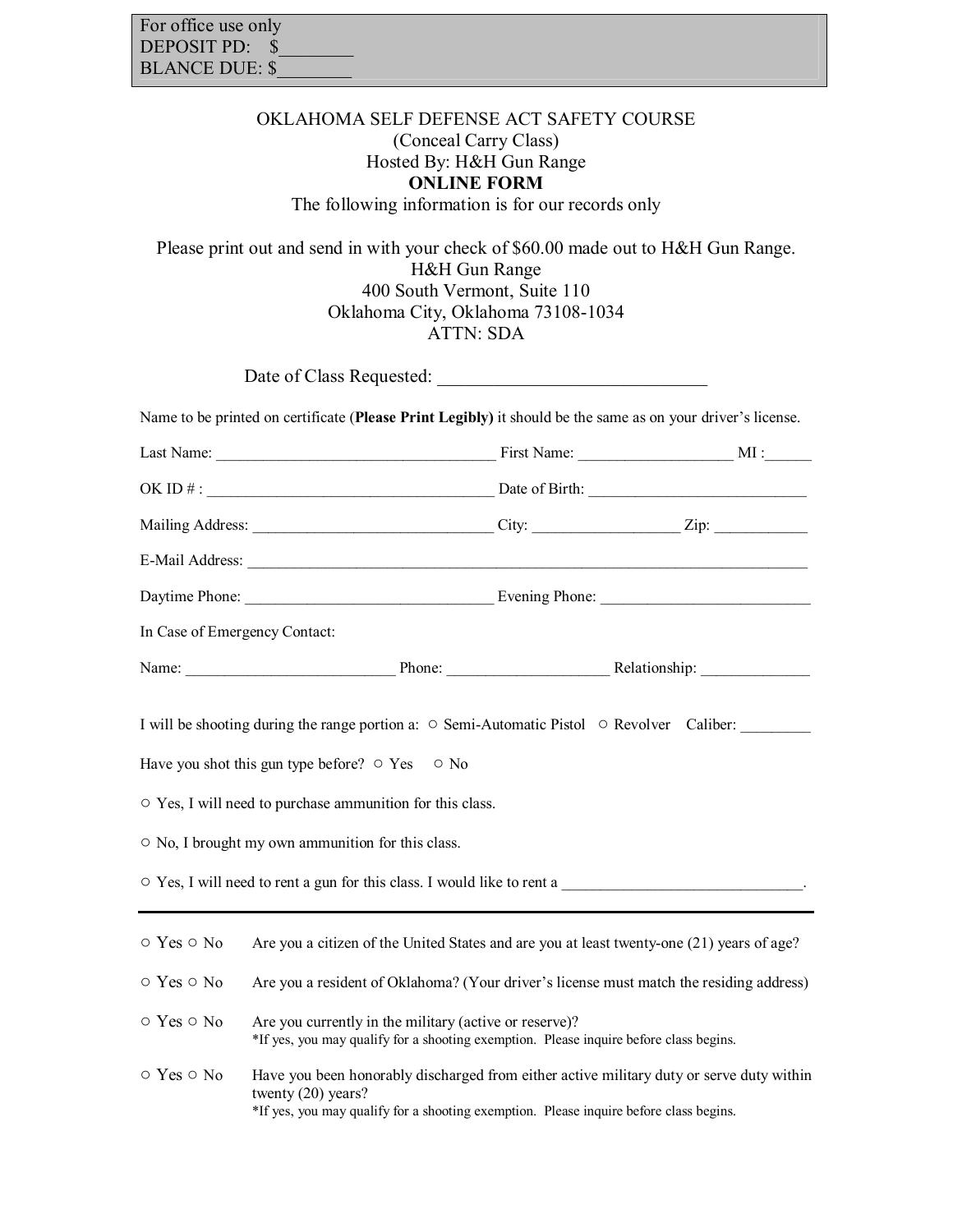For office use only
DEPOSIT PD: $________
BLANCE DUE: $________

# OKLAHOMA SELF DEFENSE ACT SAFETY COURSE

(Conceal Carry Class)
Hosted By: H&H Gun Range
**ONLINE FORM**
The following information is for our records only

Please print out and send in with your check of $60.00 made out to H&H Gun Range.
H&H Gun Range
400 South Vermont, Suite 110
Oklahoma City, Oklahoma 73108-1034
ATTN: SDA

Date of Class Requested: ______________________________

Name to be printed on certificate (**Please Print Legibly)** it should be the same as on your driver's license.

Last Name: ___________________________________ First Name: ___________________ MI :______

OK ID # : ___________________________________ Date of Birth: ___________________________

Mailing Address: ______________________________ City: __________________ Zip: ___________

E-Mail Address: ___________________________________________________________________________

Daytime Phone: _______________________________ Evening Phone: ___________________________

In Case of Emergency Contact:

Name: __________________________ Phone: ____________________ Relationship: _____________

I will be shooting during the range portion a: ○ Semi-Automatic Pistol ○ Revolver Caliber: _________

Have you shot this gun type before? ○ Yes ○ No

○ Yes, I will need to purchase ammunition for this class.

○ No, I brought my own ammunition for this class.

○ Yes, I will need to rent a gun for this class. I would like to rent a ______________________________.

---

○ Yes ○ No Are you a citizen of the United States and are you at least twenty-one (21) years of age?

○ Yes ○ No Are you a resident of Oklahoma? (Your driver's license must match the residing address)

○ Yes ○ No Are you currently in the military (active or reserve)?
*If yes, you may qualify for a shooting exemption. Please inquire before class begins.

○ Yes ○ No Have you been honorably discharged from either active military duty or serve duty within twenty (20) years?
*If yes, you may qualify for a shooting exemption. Please inquire before class begins.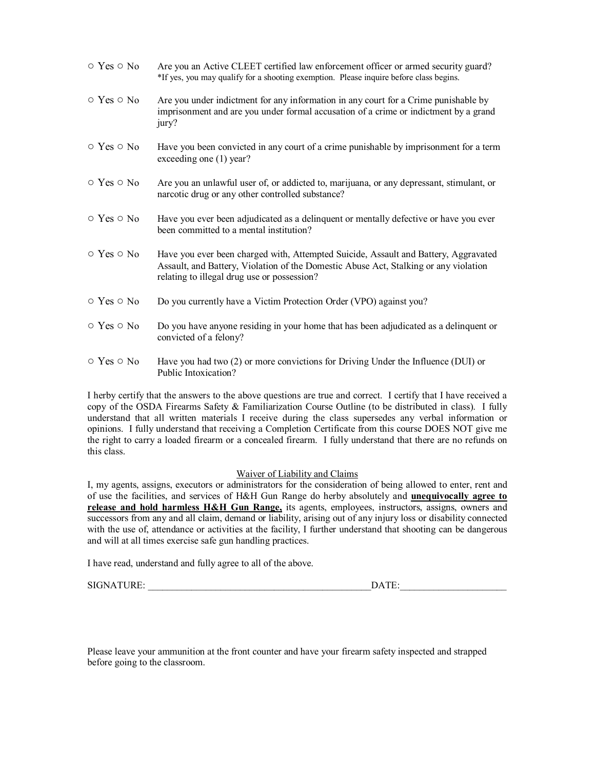○ Yes ○ No Are you an Active CLEET certified law enforcement officer or armed security guard?
*If yes, you may qualify for a shooting exemption. Please inquire before class begins.

○ Yes ○ No Are you under indictment for any information in any court for a Crime punishable by imprisonment and are you under formal accusation of a crime or indictment by a grand jury?

○ Yes ○ No Have you been convicted in any court of a crime punishable by imprisonment for a term exceeding one (1) year?

○ Yes ○ No Are you an unlawful user of, or addicted to, marijuana, or any depressant, stimulant, or narcotic drug or any other controlled substance?

○ Yes ○ No Have you ever been adjudicated as a delinquent or mentally defective or have you ever been committed to a mental institution?

○ Yes ○ No Have you ever been charged with, Attempted Suicide, Assault and Battery, Aggravated Assault, and Battery, Violation of the Domestic Abuse Act, Stalking or any violation relating to illegal drug use or possession?

○ Yes ○ No Do you currently have a Victim Protection Order (VPO) against you?

○ Yes ○ No Do you have anyone residing in your home that has been adjudicated as a delinquent or convicted of a felony?

○ Yes ○ No Have you had two (2) or more convictions for Driving Under the Influence (DUI) or Public Intoxication?

I herby certify that the answers to the above questions are true and correct. I certify that I have received a copy of the OSDA Firearms Safety & Familiarization Course Outline (to be distributed in class). I fully understand that all written materials I receive during the class supersedes any verbal information or opinions. I fully understand that receiving a Completion Certificate from this course DOES NOT give me the right to carry a loaded firearm or a concealed firearm. I fully understand that there are no refunds on this class.

<u>Waiver of Liability and Claims</u>

I, my agents, assigns, executors or administrators for the consideration of being allowed to enter, rent and of use the facilities, and services of H&H Gun Range do herby absolutely and **<u>unequivocally agree to release and hold harmless H&H Gun Range,</u>** its agents, employees, instructors, assigns, owners and successors from any and all claim, demand or liability, arising out of any injury loss or disability connected with the use of, attendance or activities at the facility, I further understand that shooting can be dangerous and will at all times exercise safe gun handling practices.

I have read, understand and fully agree to all of the above.

SIGNATURE: _____________________________________________DATE:_____________________

Please leave your ammunition at the front counter and have your firearm safety inspected and strapped before going to the classroom.